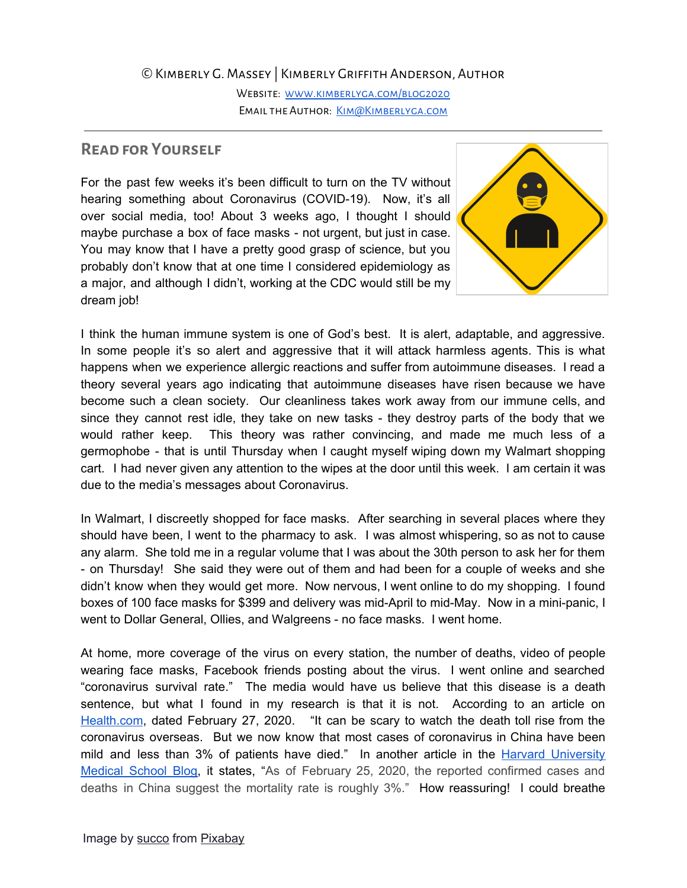© Kimberly G. Massey | Kimberly Griffith Anderson, Author

Website: [www.kimberlyga.com/blog2020](http://www.kimberlyga.com/blog2020)

Email the Author: [Kim@Kimberlyga.com](mailto:Kim@Kimberlyga.com)

---

## Read for Yourself

For the past few weeks it's been difficult to turn on the TV without hearing something about Coronavirus (COVID-19). Now, it's all over social media, too! About 3 weeks ago, I thought I should maybe purchase a box of face masks - not urgent, but just in case. You may know that I have a pretty good grasp of science, but you probably don't know that at one time I considered epidemiology as a major, and although I didn't, working at the CDC would still be my dream job!

I think the human immune system is one of God's best. It is alert, adaptable, and aggressive. In some people it's so alert and aggressive that it will attack harmless agents. This is what happens when we experience allergic reactions and suffer from autoimmune diseases. I read a theory several years ago indicating that autoimmune diseases have risen because we have become such a clean society. Our cleanliness takes work away from our immune cells, and since they cannot rest idle, they take on new tasks - they destroy parts of the body that we would rather keep. This theory was rather convincing, and made me much less of a germophobe - that is until Thursday when I caught myself wiping down my Walmart shopping cart. I had never given any attention to the wipes at the door until this week. I am certain it was due to the media's messages about Coronavirus.

In Walmart, I discreetly shopped for face masks. After searching in several places where they should have been, I went to the pharmacy to ask. I was almost whispering, so as not to cause any alarm. She told me in a regular volume that I was about the 30th person to ask her for them - on Thursday! She said they were out of them and had been for a couple of weeks and she didn't know when they would get more. Now nervous, I went online to do my shopping. I found boxes of 100 face masks for $399 and delivery was mid-April to mid-May. Now in a mini-panic, I went to Dollar General, Ollies, and Walgreens - no face masks. I went home.

At home, more coverage of the virus on every station, the number of deaths, video of people wearing face masks, Facebook friends posting about the virus. I went online and searched "coronavirus survival rate." The media would have us believe that this disease is a death sentence, but what I found in my research is that it is not. According to an article on Health.com, dated February 27, 2020. "It can be scary to watch the death toll rise from the coronavirus overseas. But we now know that most cases of coronavirus in China have been mild and less than 3% of patients have died." In another article in the Harvard University Medical School Blog, it states, "As of February 25, 2020, the reported confirmed cases and deaths in China suggest the mortality rate is roughly 3%." How reassuring! I could breathe

Image by succo from Pixabay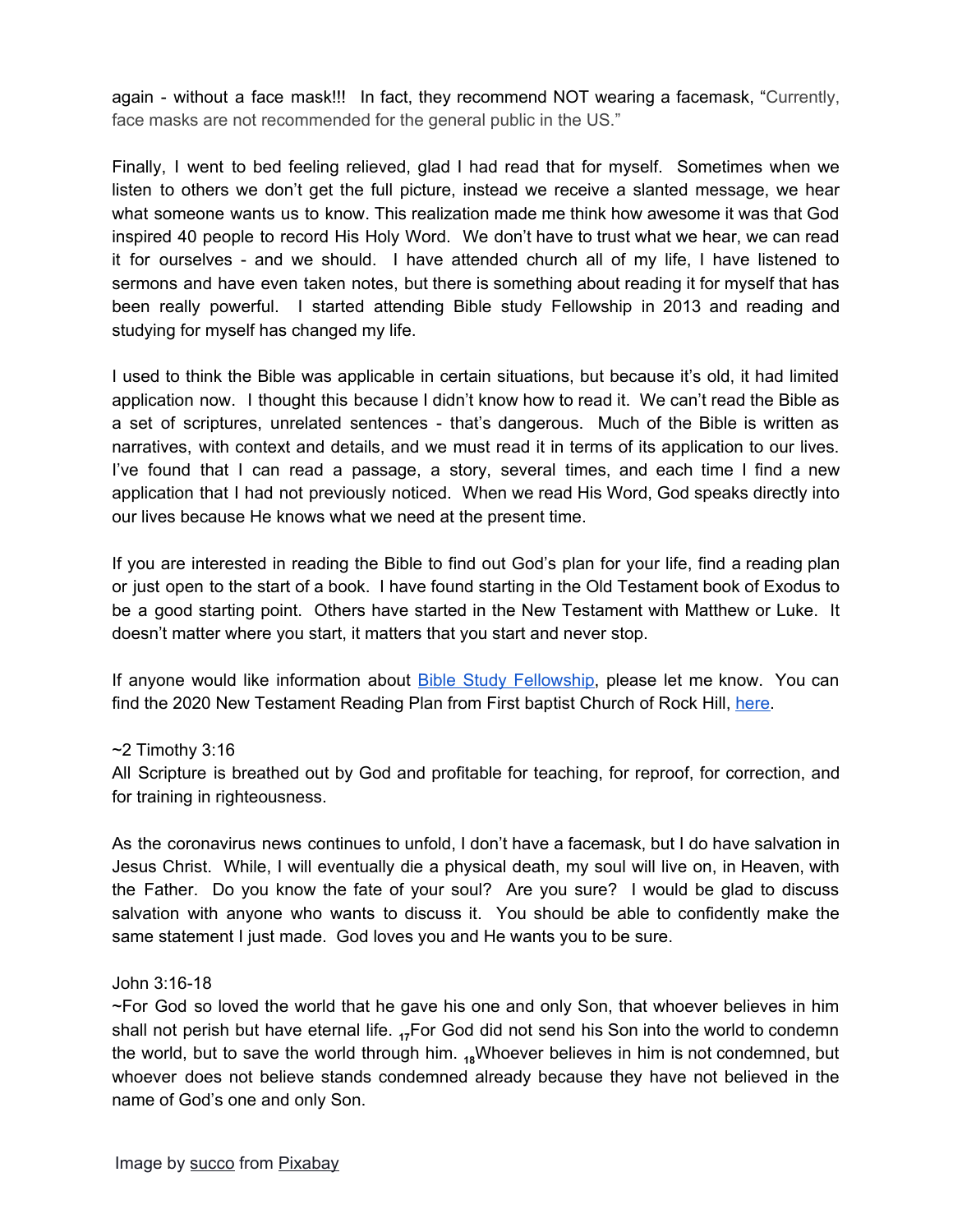again - without a face mask!!! In fact, they recommend NOT wearing a facemask, "Currently, face masks are not recommended for the general public in the US."

Finally, I went to bed feeling relieved, glad I had read that for myself. Sometimes when we listen to others we don't get the full picture, instead we receive a slanted message, we hear what someone wants us to know. This realization made me think how awesome it was that God inspired 40 people to record His Holy Word. We don't have to trust what we hear, we can read it for ourselves - and we should. I have attended church all of my life, I have listened to sermons and have even taken notes, but there is something about reading it for myself that has been really powerful. I started attending Bible study Fellowship in 2013 and reading and studying for myself has changed my life.

I used to think the Bible was applicable in certain situations, but because it's old, it had limited application now. I thought this because I didn't know how to read it. We can't read the Bible as a set of scriptures, unrelated sentences - that's dangerous. Much of the Bible is written as narratives, with context and details, and we must read it in terms of its application to our lives. I've found that I can read a passage, a story, several times, and each time I find a new application that I had not previously noticed. When we read His Word, God speaks directly into our lives because He knows what we need at the present time.

If you are interested in reading the Bible to find out God's plan for your life, find a reading plan or just open to the start of a book. I have found starting in the Old Testament book of Exodus to be a good starting point. Others have started in the New Testament with Matthew or Luke. It doesn't matter where you start, it matters that you start and never stop.

If anyone would like information about Bible Study Fellowship, please let me know. You can find the 2020 New Testament Reading Plan from First baptist Church of Rock Hill, here.

~2 Timothy 3:16
All Scripture is breathed out by God and profitable for teaching, for reproof, for correction, and for training in righteousness.

As the coronavirus news continues to unfold, I don't have a facemask, but I do have salvation in Jesus Christ. While, I will eventually die a physical death, my soul will live on, in Heaven, with the Father. Do you know the fate of your soul? Are you sure? I would be glad to discuss salvation with anyone who wants to discuss it. You should be able to confidently make the same statement I just made. God loves you and He wants you to be sure.

John 3:16-18
~For God so loved the world that he gave his one and only Son, that whoever believes in him shall not perish but have eternal life. [17]For God did not send his Son into the world to condemn the world, but to save the world through him. [18]Whoever believes in him is not condemned, but whoever does not believe stands condemned already because they have not believed in the name of God's one and only Son.

Image by succo from Pixabay